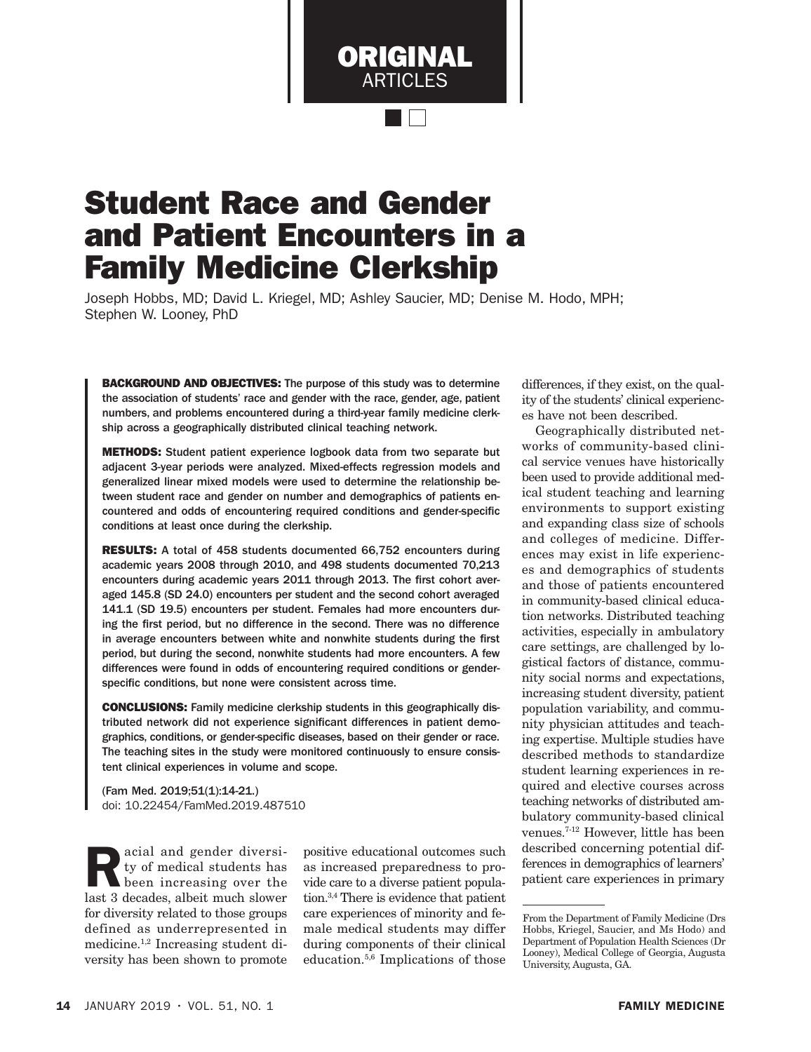ORIGINAL ARTICLES

# Student Race and Gender and Patient Encounters in a Family Medicine Clerkship

Joseph Hobbs, MD; David L. Kriegel, MD; Ashley Saucier, MD; Denise M. Hodo, MPH; Stephen W. Looney, PhD

**BACKGROUND AND OBJECTIVES:** The purpose of this study was to determine the association of students' race and gender with the race, gender, age, patient numbers, and problems encountered during a third-year family medicine clerkship across a geographically distributed clinical teaching network.

**METHODS:** Student patient experience logbook data from two separate but adjacent 3-year periods were analyzed. Mixed-effects regression models and generalized linear mixed models were used to determine the relationship between student race and gender on number and demographics of patients encountered and odds of encountering required conditions and gender-specific conditions at least once during the clerkship.

**RESULTS:** A total of 458 students documented 66,752 encounters during academic years 2008 through 2010, and 498 students documented 70,213 encounters during academic years 2011 through 2013. The first cohort averaged 145.8 (SD 24.0) encounters per student and the second cohort averaged 141.1 (SD 19.5) encounters per student. Females had more encounters during the first period, but no difference in the second. There was no difference in average encounters between white and nonwhite students during the first period, but during the second, nonwhite students had more encounters. A few differences were found in odds of encountering required conditions or gender-specific conditions, but none were consistent across time.

**CONCLUSIONS:** Family medicine clerkship students in this geographically distributed network did not experience significant differences in patient demographics, conditions, or gender-specific diseases, based on their gender or race. The teaching sites in the study were monitored continuously to ensure consistent clinical experiences in volume and scope.

(Fam Med. 2019;51(1):14-21.)
doi: 10.22454/FamMed.2019.487510

Racial and gender diversity of medical students has been increasing over the last 3 decades, albeit much slower for diversity related to those groups defined as underrepresented in medicine.[1,2] Increasing student diversity has been shown to promote positive educational outcomes such as increased preparedness to provide care to a diverse patient population.[3,4] There is evidence that patient care experiences of minority and female medical students may differ during components of their clinical education.[5,6] Implications of those differences, if they exist, on the quality of the students' clinical experiences have not been described.

Geographically distributed networks of community-based clinical service venues have historically been used to provide additional medical student teaching and learning environments to support existing and expanding class size of schools and colleges of medicine. Differences may exist in life experiences and demographics of students and those of patients encountered in community-based clinical education networks. Distributed teaching activities, especially in ambulatory care settings, are challenged by logistical factors of distance, community social norms and expectations, increasing student diversity, patient population variability, and community physician attitudes and teaching expertise. Multiple studies have described methods to standardize student learning experiences in required and elective courses across teaching networks of distributed ambulatory community-based clinical venues.[7-12] However, little has been described concerning potential differences in demographics of learners' patient care experiences in primary

From the Department of Family Medicine (Drs Hobbs, Kriegel, Saucier, and Ms Hodo) and Department of Population Health Sciences (Dr Looney), Medical College of Georgia, Augusta University, Augusta, GA.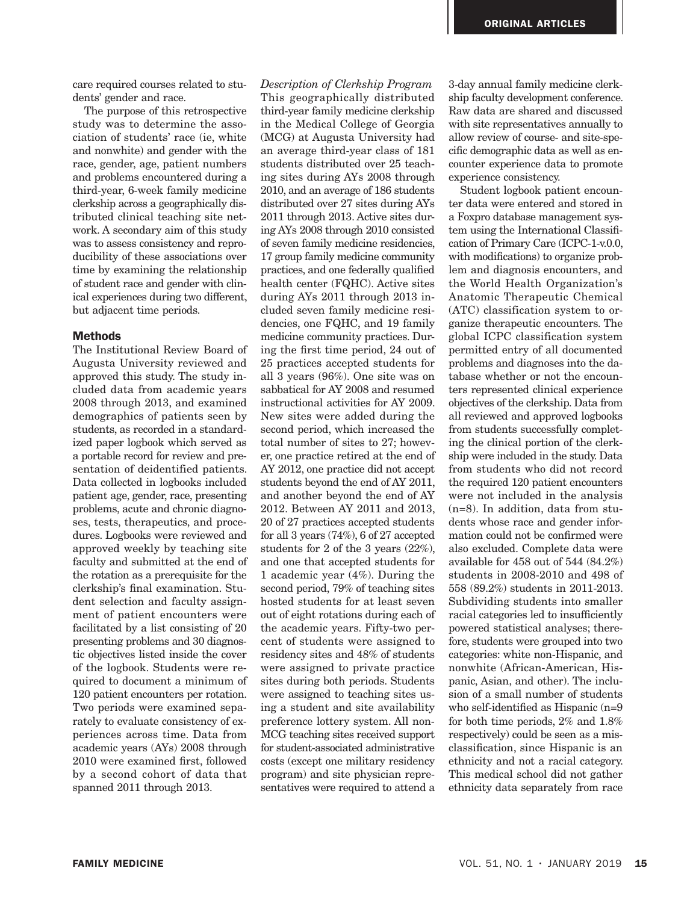care required courses related to students' gender and race.

The purpose of this retrospective study was to determine the association of students' race (ie, white and nonwhite) and gender with the race, gender, age, patient numbers and problems encountered during a third-year, 6-week family medicine clerkship across a geographically distributed clinical teaching site network. A secondary aim of this study was to assess consistency and reproducibility of these associations over time by examining the relationship of student race and gender with clinical experiences during two different, but adjacent time periods.

## Methods

The Institutional Review Board of Augusta University reviewed and approved this study. The study included data from academic years 2008 through 2013, and examined demographics of patients seen by students, as recorded in a standardized paper logbook which served as a portable record for review and presentation of deidentified patients. Data collected in logbooks included patient age, gender, race, presenting problems, acute and chronic diagnoses, tests, therapeutics, and procedures. Logbooks were reviewed and approved weekly by teaching site faculty and submitted at the end of the rotation as a prerequisite for the clerkship's final examination. Student selection and faculty assignment of patient encounters were facilitated by a list consisting of 20 presenting problems and 30 diagnostic objectives listed inside the cover of the logbook. Students were required to document a minimum of 120 patient encounters per rotation. Two periods were examined separately to evaluate consistency of experiences across time. Data from academic years (AYs) 2008 through 2010 were examined first, followed by a second cohort of data that spanned 2011 through 2013.

*Description of Clerkship Program*

This geographically distributed third-year family medicine clerkship in the Medical College of Georgia (MCG) at Augusta University had an average third-year class of 181 students distributed over 25 teaching sites during AYs 2008 through 2010, and an average of 186 students distributed over 27 sites during AYs 2011 through 2013. Active sites during AYs 2008 through 2010 consisted of seven family medicine residencies, 17 group family medicine community practices, and one federally qualified health center (FQHC). Active sites during AYs 2011 through 2013 included seven family medicine residencies, one FQHC, and 19 family medicine community practices. During the first time period, 24 out of 25 practices accepted students for all 3 years (96%). One site was on sabbatical for AY 2008 and resumed instructional activities for AY 2009. New sites were added during the second period, which increased the total number of sites to 27; however, one practice retired at the end of AY 2012, one practice did not accept students beyond the end of AY 2011, and another beyond the end of AY 2012. Between AY 2011 and 2013, 20 of 27 practices accepted students for all 3 years (74%), 6 of 27 accepted students for 2 of the 3 years (22%), and one that accepted students for 1 academic year (4%). During the second period, 79% of teaching sites hosted students for at least seven out of eight rotations during each of the academic years. Fifty-two percent of students were assigned to residency sites and 48% of students were assigned to private practice sites during both periods. Students were assigned to teaching sites using a student and site availability preference lottery system. All non-MCG teaching sites received support for student-associated administrative costs (except one military residency program) and site physician representatives were required to attend a 3-day annual family medicine clerkship faculty development conference. Raw data are shared and discussed with site representatives annually to allow review of course- and site-specific demographic data as well as encounter experience data to promote experience consistency.

Student logbook patient encounter data were entered and stored in a Foxpro database management system using the International Classification of Primary Care (ICPC-1-v.0.0, with modifications) to organize problem and diagnosis encounters, and the World Health Organization's Anatomic Therapeutic Chemical (ATC) classification system to organize therapeutic encounters. The global ICPC classification system permitted entry of all documented problems and diagnoses into the database whether or not the encounters represented clinical experience objectives of the clerkship. Data from all reviewed and approved logbooks from students successfully completing the clinical portion of the clerkship were included in the study. Data from students who did not record the required 120 patient encounters were not included in the analysis (n=8). In addition, data from students whose race and gender information could not be confirmed were also excluded. Complete data were available for 458 out of 544 (84.2%) students in 2008-2010 and 498 of 558 (89.2%) students in 2011-2013. Subdividing students into smaller racial categories led to insufficiently powered statistical analyses; therefore, students were grouped into two categories: white non-Hispanic, and nonwhite (African-American, Hispanic, Asian, and other). The inclusion of a small number of students who self-identified as Hispanic (n=9 for both time periods, 2% and 1.8% respectively) could be seen as a misclassification, since Hispanic is an ethnicity and not a racial category. This medical school did not gather ethnicity data separately from race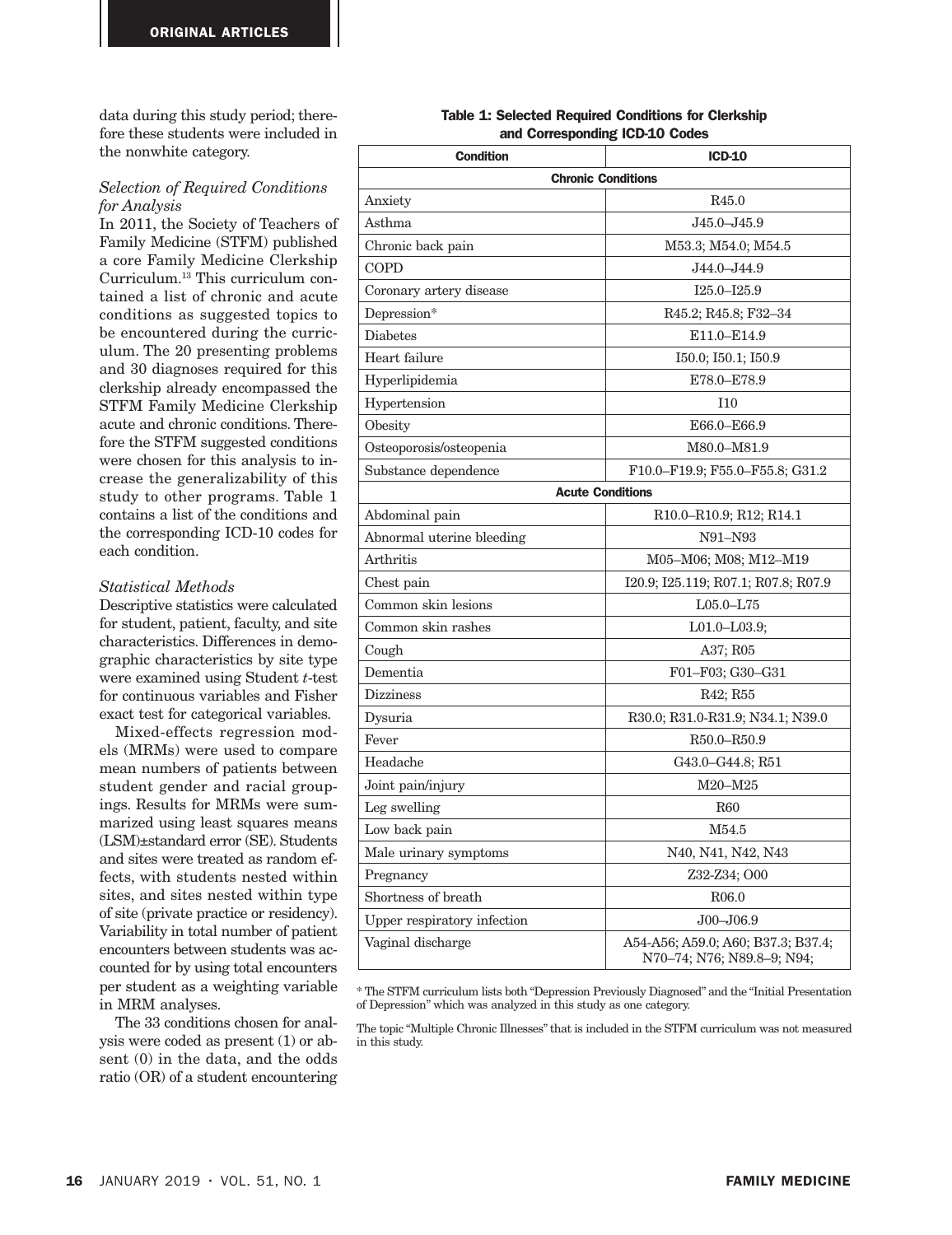data during this study period; therefore these students were included in the nonwhite category.

### *Selection of Required Conditions for Analysis*

In 2011, the Society of Teachers of Family Medicine (STFM) published a core Family Medicine Clerkship Curriculum.[13] This curriculum contained a list of chronic and acute conditions as suggested topics to be encountered during the curriculum. The 20 presenting problems and 30 diagnoses required for this clerkship already encompassed the STFM Family Medicine Clerkship acute and chronic conditions. Therefore the STFM suggested conditions were chosen for this analysis to increase the generalizability of this study to other programs. Table 1 contains a list of the conditions and the corresponding ICD-10 codes for each condition.

### *Statistical Methods*

Descriptive statistics were calculated for student, patient, faculty, and site characteristics. Differences in demographic characteristics by site type were examined using Student *t*-test for continuous variables and Fisher exact test for categorical variables.

Mixed-effects regression models (MRMs) were used to compare mean numbers of patients between student gender and racial groupings. Results for MRMs were summarized using least squares means (LSM)±standard error (SE). Students and sites were treated as random effects, with students nested within sites, and sites nested within type of site (private practice or residency). Variability in total number of patient encounters between students was accounted for by using total encounters per student as a weighting variable in MRM analyses.

The 33 conditions chosen for analysis were coded as present (1) or absent (0) in the data, and the odds ratio (OR) of a student encountering

**Table 1: Selected Required Conditions for Clerkship and Corresponding ICD-10 Codes**

| Condition | ICD-10 |
|---|---|
| **Chronic Conditions** | |
| Anxiety | R45.0 |
| Asthma | J45.0–J45.9 |
| Chronic back pain | M53.3; M54.0; M54.5 |
| COPD | J44.0–J44.9 |
| Coronary artery disease | I25.0–I25.9 |
| Depression* | R45.2; R45.8; F32–34 |
| Diabetes | E11.0–E14.9 |
| Heart failure | I50.0; I50.1; I50.9 |
| Hyperlipidemia | E78.0–E78.9 |
| Hypertension | I10 |
| Obesity | E66.0–E66.9 |
| Osteoporosis/osteopenia | M80.0–M81.9 |
| Substance dependence | F10.0–F19.9; F55.0–F55.8; G31.2 |
| **Acute Conditions** | |
| Abdominal pain | R10.0–R10.9; R12; R14.1 |
| Abnormal uterine bleeding | N91–N93 |
| Arthritis | M05–M06; M08; M12–M19 |
| Chest pain | I20.9; I25.119; R07.1; R07.8; R07.9 |
| Common skin lesions | L05.0–L75 |
| Common skin rashes | L01.0–L03.9; |
| Cough | A37; R05 |
| Dementia | F01–F03; G30–G31 |
| Dizziness | R42; R55 |
| Dysuria | R30.0; R31.0-R31.9; N34.1; N39.0 |
| Fever | R50.0–R50.9 |
| Headache | G43.0–G44.8; R51 |
| Joint pain/injury | M20–M25 |
| Leg swelling | R60 |
| Low back pain | M54.5 |
| Male urinary symptoms | N40, N41, N42, N43 |
| Pregnancy | Z32-Z34; O00 |
| Shortness of breath | R06.0 |
| Upper respiratory infection | J00–J06.9 |
| Vaginal discharge | A54-A56; A59.0; A60; B37.3; B37.4; N70–74; N76; N89.8–9; N94; |

* The STFM curriculum lists both "Depression Previously Diagnosed" and the "Initial Presentation of Depression" which was analyzed in this study as one category.

The topic "Multiple Chronic Illnesses" that is included in the STFM curriculum was not measured in this study.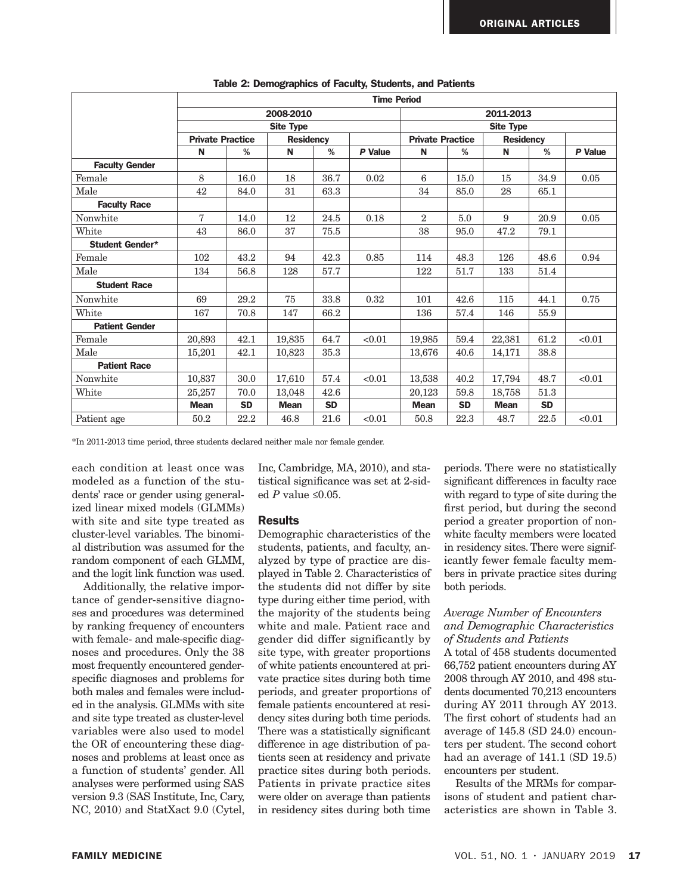**Table 2: Demographics of Faculty, Students, and Patients**

| | Time Period | | | | | | | | | |
|---|---|---|---|---|---|---|---|---|---|---|
| | 2008-2010 | | | | | 2011-2013 | | | | |
| | Site Type | | | | | Site Type | | | | |
| | Private Practice | | Residency | | | Private Practice | | Residency | | |
| | N | % | N | % | *P* Value | N | % | N | % | *P* Value |
| **Faculty Gender** | | | | | | | | | | |
| Female | 8 | 16.0 | 18 | 36.7 | 0.02 | 6 | 15.0 | 15 | 34.9 | 0.05 |
| Male | 42 | 84.0 | 31 | 63.3 | | 34 | 85.0 | 28 | 65.1 | |
| **Faculty Race** | | | | | | | | | | |
| Nonwhite | 7 | 14.0 | 12 | 24.5 | 0.18 | 2 | 5.0 | 9 | 20.9 | 0.05 |
| White | 43 | 86.0 | 37 | 75.5 | | 38 | 95.0 | 47.2 | 79.1 | |
| **Student Gender*** | | | | | | | | | | |
| Female | 102 | 43.2 | 94 | 42.3 | 0.85 | 114 | 48.3 | 126 | 48.6 | 0.94 |
| Male | 134 | 56.8 | 128 | 57.7 | | 122 | 51.7 | 133 | 51.4 | |
| **Student Race** | | | | | | | | | | |
| Nonwhite | 69 | 29.2 | 75 | 33.8 | 0.32 | 101 | 42.6 | 115 | 44.1 | 0.75 |
| White | 167 | 70.8 | 147 | 66.2 | | 136 | 57.4 | 146 | 55.9 | |
| **Patient Gender** | | | | | | | | | | |
| Female | 20,893 | 42.1 | 19,835 | 64.7 | <0.01 | 19,985 | 59.4 | 22,381 | 61.2 | <0.01 |
| Male | 15,201 | 42.1 | 10,823 | 35.3 | | 13,676 | 40.6 | 14,171 | 38.8 | |
| **Patient Race** | | | | | | | | | | |
| Nonwhite | 10,837 | 30.0 | 17,610 | 57.4 | <0.01 | 13,538 | 40.2 | 17,794 | 48.7 | <0.01 |
| White | 25,257 | 70.0 | 13,048 | 42.6 | | 20,123 | 59.8 | 18,758 | 51.3 | |
| | **Mean** | **SD** | **Mean** | **SD** | | **Mean** | **SD** | **Mean** | **SD** | |
| Patient age | 50.2 | 22.2 | 46.8 | 21.6 | <0.01 | 50.8 | 22.3 | 48.7 | 22.5 | <0.01 |

*In 2011-2013 time period, three students declared neither male nor female gender.

each condition at least once was modeled as a function of the students' race or gender using generalized linear mixed models (GLMMs) with site and site type treated as cluster-level variables. The binomial distribution was assumed for the random component of each GLMM, and the logit link function was used.

Additionally, the relative importance of gender-sensitive diagnoses and procedures was determined by ranking frequency of encounters with female- and male-specific diagnoses and procedures. Only the 38 most frequently encountered gender-specific diagnoses and problems for both males and females were included in the analysis. GLMMs with site and site type treated as cluster-level variables were also used to model the OR of encountering these diagnoses and problems at least once as a function of students' gender. All analyses were performed using SAS version 9.3 (SAS Institute, Inc, Cary, NC, 2010) and StatXact 9.0 (Cytel, Inc, Cambridge, MA, 2010), and statistical significance was set at 2-sided *P* value ≤0.05.

## Results

Demographic characteristics of the students, patients, and faculty, analyzed by type of practice are displayed in Table 2. Characteristics of the students did not differ by site type during either time period, with the majority of the students being white and male. Patient race and gender did differ significantly by site type, with greater proportions of white patients encountered at private practice sites during both time periods, and greater proportions of female patients encountered at residency sites during both time periods. There was a statistically significant difference in age distribution of patients seen at residency and private practice sites during both periods. Patients in private practice sites were older on average than patients in residency sites during both time periods. There were no statistically significant differences in faculty race with regard to type of site during the first period, but during the second period a greater proportion of nonwhite faculty members were located in residency sites. There were significantly fewer female faculty members in private practice sites during both periods.

### *Average Number of Encounters and Demographic Characteristics of Students and Patients*

A total of 458 students documented 66,752 patient encounters during AY 2008 through AY 2010, and 498 students documented 70,213 encounters during AY 2011 through AY 2013. The first cohort of students had an average of 145.8 (SD 24.0) encounters per student. The second cohort had an average of 141.1 (SD 19.5) encounters per student.

Results of the MRMs for comparisons of student and patient characteristics are shown in Table 3.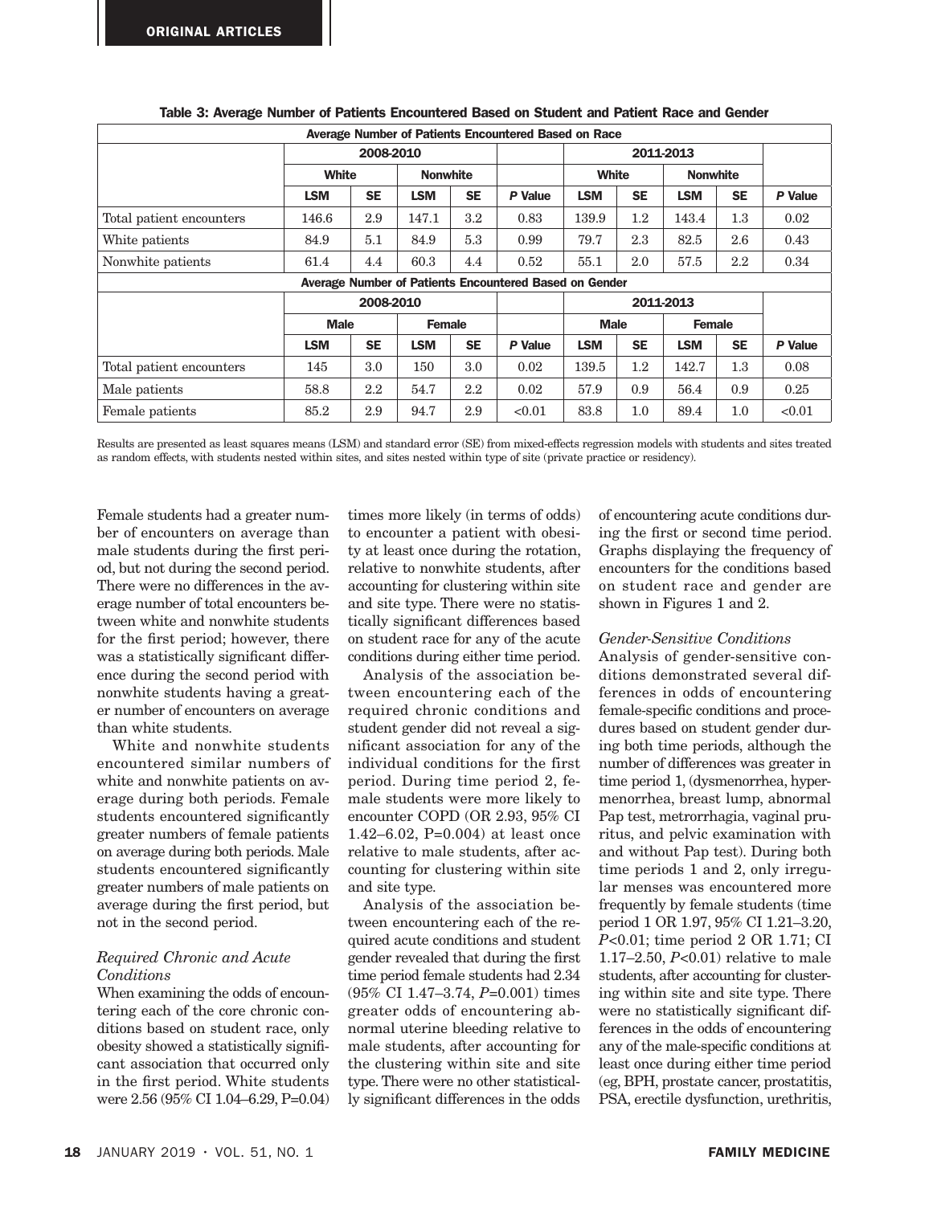**Table 3: Average Number of Patients Encountered Based on Student and Patient Race and Gender**

| Average Number of Patients Encountered Based on Race | | | | | | | | | | |
|---|---|---|---|---|---|---|---|---|---|---|
| | 2008-2010 | | | | | 2011-2013 | | | | |
| | White | | Nonwhite | | | White | | Nonwhite | | |
| | LSM | SE | LSM | SE | *P* Value | LSM | SE | LSM | SE | *P* Value |
| Total patient encounters | 146.6 | 2.9 | 147.1 | 3.2 | 0.83 | 139.9 | 1.2 | 143.4 | 1.3 | 0.02 |
| White patients | 84.9 | 5.1 | 84.9 | 5.3 | 0.99 | 79.7 | 2.3 | 82.5 | 2.6 | 0.43 |
| Nonwhite patients | 61.4 | 4.4 | 60.3 | 4.4 | 0.52 | 55.1 | 2.0 | 57.5 | 2.2 | 0.34 |
| **Average Number of Patients Encountered Based on Gender** | | | | | | | | | | |
| | 2008-2010 | | | | | 2011-2013 | | | | |
| | Male | | Female | | | Male | | Female | | |
| | LSM | SE | LSM | SE | *P* Value | LSM | SE | LSM | SE | *P* Value |
| Total patient encounters | 145 | 3.0 | 150 | 3.0 | 0.02 | 139.5 | 1.2 | 142.7 | 1.3 | 0.08 |
| Male patients | 58.8 | 2.2 | 54.7 | 2.2 | 0.02 | 57.9 | 0.9 | 56.4 | 0.9 | 0.25 |
| Female patients | 85.2 | 2.9 | 94.7 | 2.9 | <0.01 | 83.8 | 1.0 | 89.4 | 1.0 | <0.01 |

Results are presented as least squares means (LSM) and standard error (SE) from mixed-effects regression models with students and sites treated as random effects, with students nested within sites, and sites nested within type of site (private practice or residency).

Female students had a greater number of encounters on average than male students during the first period, but not during the second period. There were no differences in the average number of total encounters between white and nonwhite students for the first period; however, there was a statistically significant difference during the second period with nonwhite students having a greater number of encounters on average than white students.

White and nonwhite students encountered similar numbers of white and nonwhite patients on average during both periods. Female students encountered significantly greater numbers of female patients on average during both periods. Male students encountered significantly greater numbers of male patients on average during the first period, but not in the second period.

### *Required Chronic and Acute Conditions*

When examining the odds of encountering each of the core chronic conditions based on student race, only obesity showed a statistically significant association that occurred only in the first period. White students were 2.56 (95% CI 1.04–6.29, P=0.04) times more likely (in terms of odds) to encounter a patient with obesity at least once during the rotation, relative to nonwhite students, after accounting for clustering within site and site type. There were no statistically significant differences based on student race for any of the acute conditions during either time period.

Analysis of the association between encountering each of the required chronic conditions and student gender did not reveal a significant association for any of the individual conditions for the first period. During time period 2, female students were more likely to encounter COPD (OR 2.93, 95% CI 1.42–6.02, P=0.004) at least once relative to male students, after accounting for clustering within site and site type.

Analysis of the association between encountering each of the required acute conditions and student gender revealed that during the first time period female students had 2.34 (95% CI 1.47–3.74, *P*=0.001) times greater odds of encountering abnormal uterine bleeding relative to male students, after accounting for the clustering within site and site type. There were no other statistically significant differences in the odds of encountering acute conditions during the first or second time period. Graphs displaying the frequency of encounters for the conditions based on student race and gender are shown in Figures 1 and 2.

### *Gender-Sensitive Conditions*

Analysis of gender-sensitive conditions demonstrated several differences in odds of encountering female-specific conditions and procedures based on student gender during both time periods, although the number of differences was greater in time period 1, (dysmenorrhea, hypermenorrhea, breast lump, abnormal Pap test, metrorrhagia, vaginal pruritus, and pelvic examination with and without Pap test). During both time periods 1 and 2, only irregular menses was encountered more frequently by female students (time period 1 OR 1.97, 95% CI 1.21–3.20, *P*<0.01; time period 2 OR 1.71; CI 1.17–2.50, *P*<0.01) relative to male students, after accounting for clustering within site and site type. There were no statistically significant differences in the odds of encountering any of the male-specific conditions at least once during either time period (eg, BPH, prostate cancer, prostatitis, PSA, erectile dysfunction, urethritis,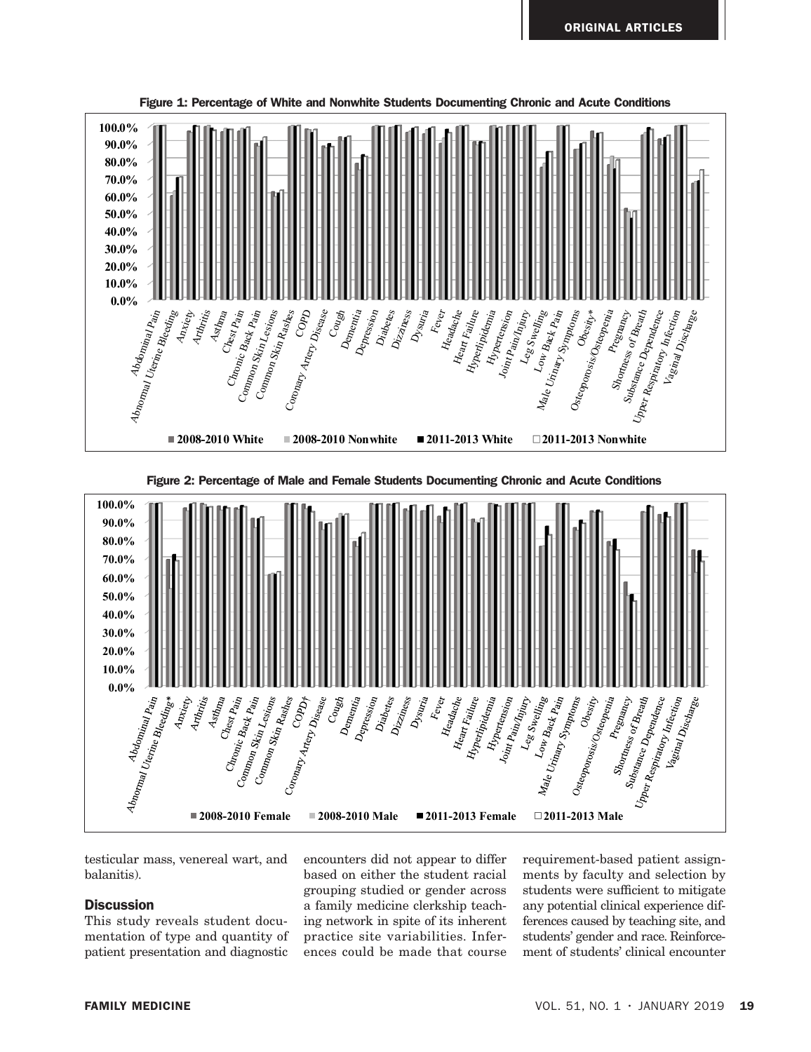Figure 1: Percentage of White and Nonwhite Students Documenting Chronic and Acute Conditions

Figure 2: Percentage of Male and Female Students Documenting Chronic and Acute Conditions

testicular mass, venereal wart, and balanitis).

## Discussion

This study reveals student documentation of type and quantity of patient presentation and diagnostic encounters did not appear to differ based on either the student racial grouping studied or gender across a family medicine clerkship teaching network in spite of its inherent practice site variabilities. Inferences could be made that course requirement-based patient assignments by faculty and selection by students were sufficient to mitigate any potential clinical experience differences caused by teaching site, and students' gender and race. Reinforcement of students' clinical encounter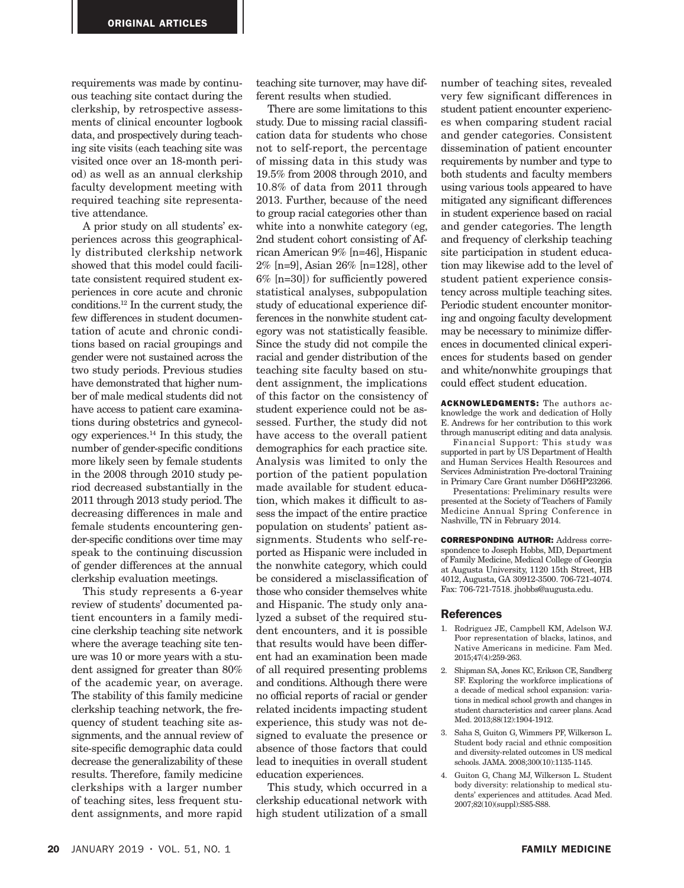requirements was made by continuous teaching site contact during the clerkship, by retrospective assessments of clinical encounter logbook data, and prospectively during teaching site visits (each teaching site was visited once over an 18-month period) as well as an annual clerkship faculty development meeting with required teaching site representative attendance.

A prior study on all students' experiences across this geographically distributed clerkship network showed that this model could facilitate consistent required student experiences in core acute and chronic conditions.[12] In the current study, the few differences in student documentation of acute and chronic conditions based on racial groupings and gender were not sustained across the two study periods. Previous studies have demonstrated that higher number of male medical students did not have access to patient care examinations during obstetrics and gynecology experiences.[14] In this study, the number of gender-specific conditions more likely seen by female students in the 2008 through 2010 study period decreased substantially in the 2011 through 2013 study period. The decreasing differences in male and female students encountering gender-specific conditions over time may speak to the continuing discussion of gender differences at the annual clerkship evaluation meetings.

This study represents a 6-year review of students' documented patient encounters in a family medicine clerkship teaching site network where the average teaching site tenure was 10 or more years with a student assigned for greater than 80% of the academic year, on average. The stability of this family medicine clerkship teaching network, the frequency of student teaching site assignments, and the annual review of site-specific demographic data could decrease the generalizability of these results. Therefore, family medicine clerkships with a larger number of teaching sites, less frequent student assignments, and more rapid teaching site turnover, may have different results when studied.

There are some limitations to this study. Due to missing racial classification data for students who chose not to self-report, the percentage of missing data in this study was 19.5% from 2008 through 2010, and 10.8% of data from 2011 through 2013. Further, because of the need to group racial categories other than white into a nonwhite category (eg, 2nd student cohort consisting of African American 9% [n=46], Hispanic 2% [n=9], Asian 26% [n=128], other 6% [n=30]) for sufficiently powered statistical analyses, subpopulation study of educational experience differences in the nonwhite student category was not statistically feasible. Since the study did not compile the racial and gender distribution of the teaching site faculty based on student assignment, the implications of this factor on the consistency of student experience could not be assessed. Further, the study did not have access to the overall patient demographics for each practice site. Analysis was limited to only the portion of the patient population made available for student education, which makes it difficult to assess the impact of the entire practice population on students' patient assignments. Students who self-reported as Hispanic were included in the nonwhite category, which could be considered a misclassification of those who consider themselves white and Hispanic. The study only analyzed a subset of the required student encounters, and it is possible that results would have been different had an examination been made of all required presenting problems and conditions. Although there were no official reports of racial or gender related incidents impacting student experience, this study was not designed to evaluate the presence or absence of those factors that could lead to inequities in overall student education experiences.

This study, which occurred in a clerkship educational network with high student utilization of a small number of teaching sites, revealed very few significant differences in student patient encounter experiences when comparing student racial and gender categories. Consistent dissemination of patient encounter requirements by number and type to both students and faculty members using various tools appeared to have mitigated any significant differences in student experience based on racial and gender categories. The length and frequency of clerkship teaching site participation in student education may likewise add to the level of student patient experience consistency across multiple teaching sites. Periodic student encounter monitoring and ongoing faculty development may be necessary to minimize differences in documented clinical experiences for students based on gender and white/nonwhite groupings that could effect student education.

**ACKNOWLEDGMENTS:** The authors acknowledge the work and dedication of Holly E. Andrews for her contribution to this work through manuscript editing and data analysis.

Financial Support: This study was supported in part by US Department of Health and Human Services Health Resources and Services Administration Pre-doctoral Training in Primary Care Grant number D56HP23266.

Presentations: Preliminary results were presented at the Society of Teachers of Family Medicine Annual Spring Conference in Nashville, TN in February 2014.

**CORRESPONDING AUTHOR:** Address correspondence to Joseph Hobbs, MD, Department of Family Medicine, Medical College of Georgia at Augusta University, 1120 15th Street, HB 4012, Augusta, GA 30912-3500. 706-721-4074. Fax: 706-721-7518. jhobbs@augusta.edu.

## References

1. Rodriguez JE, Campbell KM, Adelson WJ. Poor representation of blacks, latinos, and Native Americans in medicine. Fam Med. 2015;47(4):259-263.
2. Shipman SA, Jones KC, Erikson CE, Sandberg SF. Exploring the workforce implications of a decade of medical school expansion: variations in medical school growth and changes in student characteristics and career plans. Acad Med. 2013;88(12):1904-1912.
3. Saha S, Guiton G, Wimmers PF, Wilkerson L. Student body racial and ethnic composition and diversity-related outcomes in US medical schools. JAMA. 2008;300(10):1135-1145.
4. Guiton G, Chang MJ, Wilkerson L. Student body diversity: relationship to medical students' experiences and attitudes. Acad Med. 2007;82(10)(suppl):S85-S88.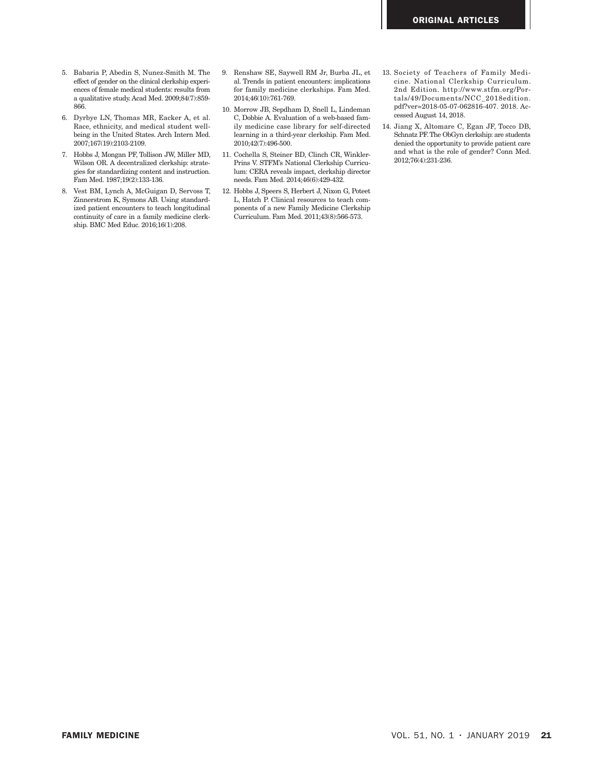5. Babaria P, Abedin S, Nunez-Smith M. The effect of gender on the clinical clerkship experiences of female medical students: results from a qualitative study. Acad Med. 2009;84(7):859-866.
6. Dyrbye LN, Thomas MR, Eacker A, et al. Race, ethnicity, and medical student well-being in the United States. Arch Intern Med. 2007;167(19):2103-2109.
7. Hobbs J, Mongan PF, Tollison JW, Miller MD, Wilson OR. A decentralized clerkship: strategies for standardizing content and instruction. Fam Med. 1987;19(2):133-136.
8. Vest BM, Lynch A, McGuigan D, Servoss T, Zinnerstrom K, Symons AB. Using standardized patient encounters to teach longitudinal continuity of care in a family medicine clerkship. BMC Med Educ. 2016;16(1):208.
9. Renshaw SE, Saywell RM Jr, Burba JL, et al. Trends in patient encounters: implications for family medicine clerkships. Fam Med. 2014;46(10):761-769.
10. Morrow JB, Sepdham D, Snell L, Lindeman C, Dobbie A. Evaluation of a web-based family medicine case library for self-directed learning in a third-year clerkship. Fam Med. 2010;42(7):496-500.
11. Cochella S, Steiner BD, Clinch CR, Winkler-Prins V. STFM's National Clerkship Curriculum: CERA reveals impact, clerkship director needs. Fam Med. 2014;46(6):429-432.
12. Hobbs J, Speers S, Herbert J, Nixon G, Poteet L, Hatch P. Clinical resources to teach components of a new Family Medicine Clerkship Curriculum. Fam Med. 2011;43(8):566-573.
13. Society of Teachers of Family Medicine. National Clerkship Curriculum. 2nd Edition. http://www.stfm.org/Portals/49/Documents/NCC_2018edition.pdf?ver=2018-05-07-062816-407. 2018. Accessed August 14, 2018.
14. Jiang X, Altomare C, Egan JF, Tocco DB, Schnatz PF. The ObGyn clerkship: are students denied the opportunity to provide patient care and what is the role of gender? Conn Med. 2012;76(4):231-236.